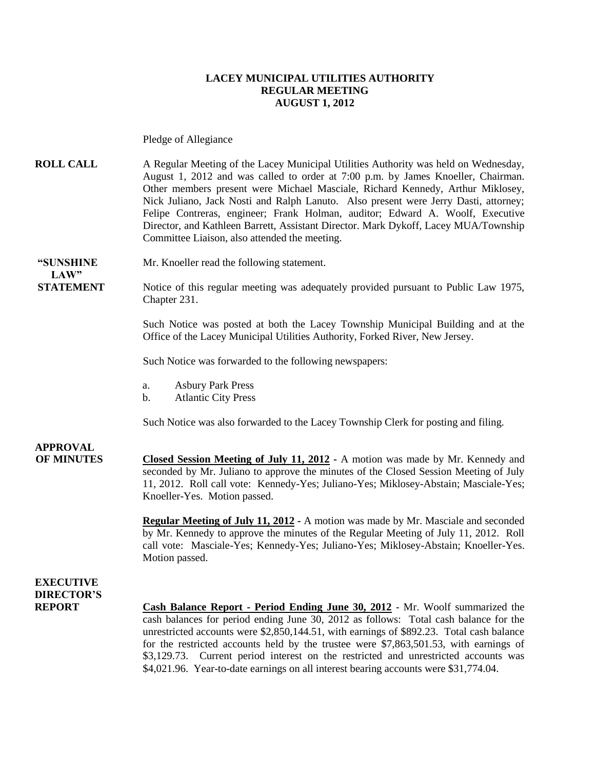# LACEY MUNICIPAL UTILITIES AUTHORITY
## REGULAR MEETING
## AUGUST 1, 2012

Pledge of Allegiance

**ROLL CALL**

A Regular Meeting of the Lacey Municipal Utilities Authority was held on Wednesday, August 1, 2012 and was called to order at 7:00 p.m. by James Knoeller, Chairman. Other members present were Michael Masciale, Richard Kennedy, Arthur Miklosey, Nick Juliano, Jack Nosti and Ralph Lanuto. Also present were Jerry Dasti, attorney; Felipe Contreras, engineer; Frank Holman, auditor; Edward A. Woolf, Executive Director, and Kathleen Barrett, Assistant Director. Mark Dykoff, Lacey MUA/Township Committee Liaison, also attended the meeting.

**"SUNSHINE LAW" STATEMENT**

Mr. Knoeller read the following statement.

Notice of this regular meeting was adequately provided pursuant to Public Law 1975, Chapter 231.

Such Notice was posted at both the Lacey Township Municipal Building and at the Office of the Lacey Municipal Utilities Authority, Forked River, New Jersey.

Such Notice was forwarded to the following newspapers:

a. Asbury Park Press
b. Atlantic City Press

Such Notice was also forwarded to the Lacey Township Clerk for posting and filing.

**APPROVAL OF MINUTES**

**Closed Session Meeting of July 11, 2012** - A motion was made by Mr. Kennedy and seconded by Mr. Juliano to approve the minutes of the Closed Session Meeting of July 11, 2012. Roll call vote: Kennedy-Yes; Juliano-Yes; Miklosey-Abstain; Masciale-Yes; Knoeller-Yes. Motion passed.

**Regular Meeting of July 11, 2012** - A motion was made by Mr. Masciale and seconded by Mr. Kennedy to approve the minutes of the Regular Meeting of July 11, 2012. Roll call vote: Masciale-Yes; Kennedy-Yes; Juliano-Yes; Miklosey-Abstain; Knoeller-Yes. Motion passed.

**EXECUTIVE DIRECTOR'S REPORT**

**Cash Balance Report - Period Ending June 30, 2012** - Mr. Woolf summarized the cash balances for period ending June 30, 2012 as follows: Total cash balance for the unrestricted accounts were $2,850,144.51, with earnings of $892.23. Total cash balance for the restricted accounts held by the trustee were $7,863,501.53, with earnings of $3,129.73. Current period interest on the restricted and unrestricted accounts was $4,021.96. Year-to-date earnings on all interest bearing accounts were $31,774.04.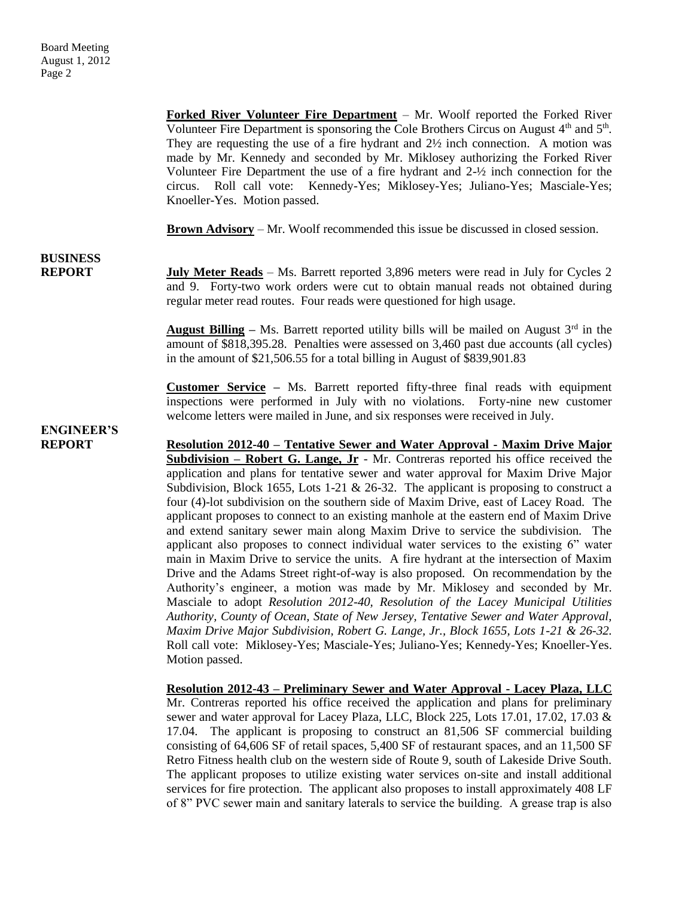**Forked River Volunteer Fire Department** – Mr. Woolf reported the Forked River Volunteer Fire Department is sponsoring the Cole Brothers Circus on August 4th and 5th. They are requesting the use of a fire hydrant and 2½ inch connection. A motion was made by Mr. Kennedy and seconded by Mr. Miklosey authorizing the Forked River Volunteer Fire Department the use of a fire hydrant and 2-½ inch connection for the circus. Roll call vote: Kennedy-Yes; Miklosey-Yes; Juliano-Yes; Masciale-Yes; Knoeller-Yes. Motion passed.

**Brown Advisory** – Mr. Woolf recommended this issue be discussed in closed session.

## BUSINESS REPORT

**July Meter Reads** – Ms. Barrett reported 3,896 meters were read in July for Cycles 2 and 9. Forty-two work orders were cut to obtain manual reads not obtained during regular meter read routes. Four reads were questioned for high usage.

**August Billing** – Ms. Barrett reported utility bills will be mailed on August 3rd in the amount of $818,395.28. Penalties were assessed on 3,460 past due accounts (all cycles) in the amount of $21,506.55 for a total billing in August of $839,901.83

**Customer Service** – Ms. Barrett reported fifty-three final reads with equipment inspections were performed in July with no violations. Forty-nine new customer welcome letters were mailed in June, and six responses were received in July.

## ENGINEER'S REPORT

**Resolution 2012-40 – Tentative Sewer and Water Approval - Maxim Drive Major Subdivision – Robert G. Lange, Jr** - Mr. Contreras reported his office received the application and plans for tentative sewer and water approval for Maxim Drive Major Subdivision, Block 1655, Lots 1-21 & 26-32. The applicant is proposing to construct a four (4)-lot subdivision on the southern side of Maxim Drive, east of Lacey Road. The applicant proposes to connect to an existing manhole at the eastern end of Maxim Drive and extend sanitary sewer main along Maxim Drive to service the subdivision. The applicant also proposes to connect individual water services to the existing 6" water main in Maxim Drive to service the units. A fire hydrant at the intersection of Maxim Drive and the Adams Street right-of-way is also proposed. On recommendation by the Authority's engineer, a motion was made by Mr. Miklosey and seconded by Mr. Masciale to adopt *Resolution 2012-40, Resolution of the Lacey Municipal Utilities Authority, County of Ocean, State of New Jersey, Tentative Sewer and Water Approval, Maxim Drive Major Subdivision, Robert G. Lange, Jr., Block 1655, Lots 1-21 & 26-32.* Roll call vote: Miklosey-Yes; Masciale-Yes; Juliano-Yes; Kennedy-Yes; Knoeller-Yes. Motion passed.

**Resolution 2012-43 – Preliminary Sewer and Water Approval - Lacey Plaza, LLC** Mr. Contreras reported his office received the application and plans for preliminary sewer and water approval for Lacey Plaza, LLC, Block 225, Lots 17.01, 17.02, 17.03 & 17.04. The applicant is proposing to construct an 81,506 SF commercial building consisting of 64,606 SF of retail spaces, 5,400 SF of restaurant spaces, and an 11,500 SF Retro Fitness health club on the western side of Route 9, south of Lakeside Drive South. The applicant proposes to utilize existing water services on-site and install additional services for fire protection. The applicant also proposes to install approximately 408 LF of 8" PVC sewer main and sanitary laterals to service the building. A grease trap is also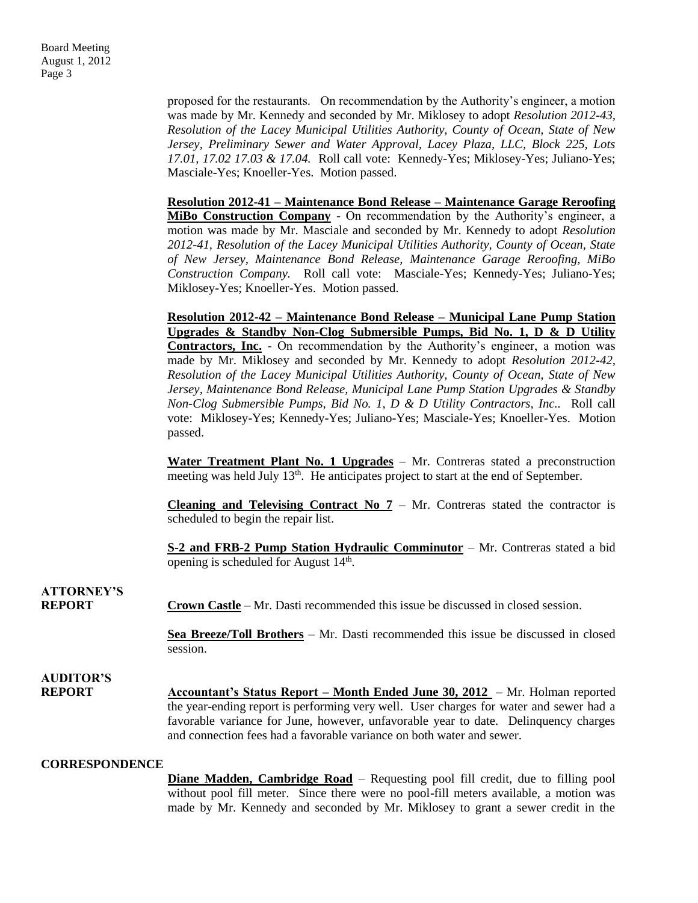proposed for the restaurants. On recommendation by the Authority's engineer, a motion was made by Mr. Kennedy and seconded by Mr. Miklosey to adopt *Resolution 2012-43, Resolution of the Lacey Municipal Utilities Authority, County of Ocean, State of New Jersey, Preliminary Sewer and Water Approval, Lacey Plaza, LLC, Block 225, Lots 17.01, 17.02 17.03 & 17.04.* Roll call vote: Kennedy-Yes; Miklosey-Yes; Juliano-Yes; Masciale-Yes; Knoeller-Yes. Motion passed.

**Resolution 2012-41 – Maintenance Bond Release – Maintenance Garage Reroofing MiBo Construction Company** - On recommendation by the Authority's engineer, a motion was made by Mr. Masciale and seconded by Mr. Kennedy to adopt *Resolution 2012-41, Resolution of the Lacey Municipal Utilities Authority, County of Ocean, State of New Jersey, Maintenance Bond Release, Maintenance Garage Reroofing, MiBo Construction Company.* Roll call vote: Masciale-Yes; Kennedy-Yes; Juliano-Yes; Miklosey-Yes; Knoeller-Yes. Motion passed.

**Resolution 2012-42 – Maintenance Bond Release – Municipal Lane Pump Station Upgrades & Standby Non-Clog Submersible Pumps, Bid No. 1, D & D Utility Contractors, Inc.** - On recommendation by the Authority's engineer, a motion was made by Mr. Miklosey and seconded by Mr. Kennedy to adopt *Resolution 2012-42, Resolution of the Lacey Municipal Utilities Authority, County of Ocean, State of New Jersey, Maintenance Bond Release, Municipal Lane Pump Station Upgrades & Standby Non-Clog Submersible Pumps, Bid No. 1, D & D Utility Contractors, Inc..* Roll call vote: Miklosey-Yes; Kennedy-Yes; Juliano-Yes; Masciale-Yes; Knoeller-Yes. Motion passed.

**Water Treatment Plant No. 1 Upgrades** – Mr. Contreras stated a preconstruction meeting was held July 13th. He anticipates project to start at the end of September.

**Cleaning and Televising Contract No 7** – Mr. Contreras stated the contractor is scheduled to begin the repair list.

**S-2 and FRB-2 Pump Station Hydraulic Comminutor** – Mr. Contreras stated a bid opening is scheduled for August 14th.

**ATTORNEY'S REPORT**

**Crown Castle** – Mr. Dasti recommended this issue be discussed in closed session.

**Sea Breeze/Toll Brothers** – Mr. Dasti recommended this issue be discussed in closed session.

**AUDITOR'S REPORT**

**Accountant's Status Report – Month Ended June 30, 2012** – Mr. Holman reported the year-ending report is performing very well. User charges for water and sewer had a favorable variance for June, however, unfavorable year to date. Delinquency charges and connection fees had a favorable variance on both water and sewer.

**CORRESPONDENCE**

**Diane Madden, Cambridge Road** – Requesting pool fill credit, due to filling pool without pool fill meter. Since there were no pool-fill meters available, a motion was made by Mr. Kennedy and seconded by Mr. Miklosey to grant a sewer credit in the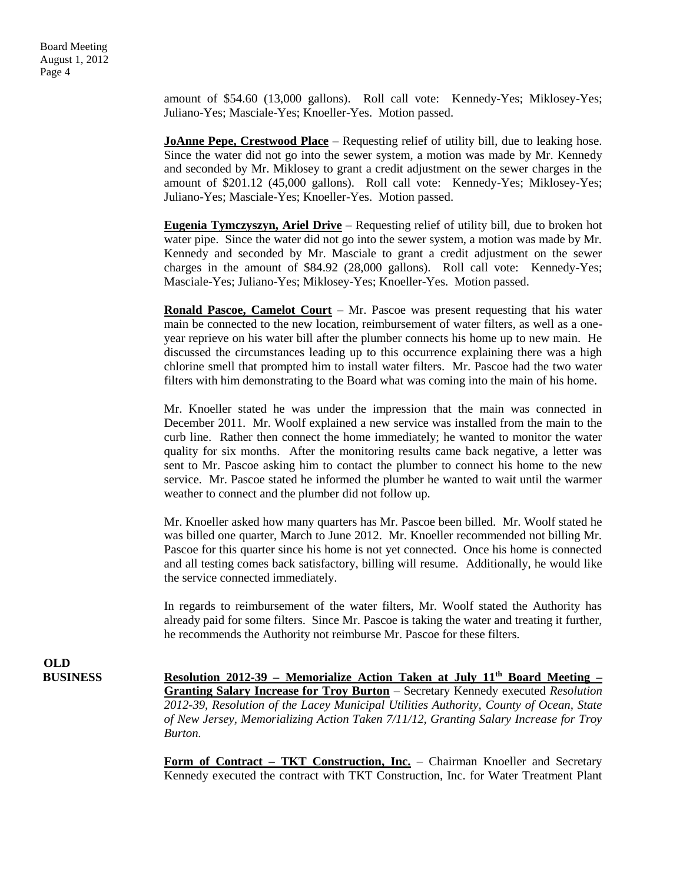amount of $54.60 (13,000 gallons). Roll call vote: Kennedy-Yes; Miklosey-Yes; Juliano-Yes; Masciale-Yes; Knoeller-Yes. Motion passed.

**JoAnne Pepe, Crestwood Place** – Requesting relief of utility bill, due to leaking hose. Since the water did not go into the sewer system, a motion was made by Mr. Kennedy and seconded by Mr. Miklosey to grant a credit adjustment on the sewer charges in the amount of $201.12 (45,000 gallons). Roll call vote: Kennedy-Yes; Miklosey-Yes; Juliano-Yes; Masciale-Yes; Knoeller-Yes. Motion passed.

**Eugenia Tymczyszyn, Ariel Drive** – Requesting relief of utility bill, due to broken hot water pipe. Since the water did not go into the sewer system, a motion was made by Mr. Kennedy and seconded by Mr. Masciale to grant a credit adjustment on the sewer charges in the amount of $84.92 (28,000 gallons). Roll call vote: Kennedy-Yes; Masciale-Yes; Juliano-Yes; Miklosey-Yes; Knoeller-Yes. Motion passed.

**Ronald Pascoe, Camelot Court** – Mr. Pascoe was present requesting that his water main be connected to the new location, reimbursement of water filters, as well as a one-year reprieve on his water bill after the plumber connects his home up to new main. He discussed the circumstances leading up to this occurrence explaining there was a high chlorine smell that prompted him to install water filters. Mr. Pascoe had the two water filters with him demonstrating to the Board what was coming into the main of his home.

Mr. Knoeller stated he was under the impression that the main was connected in December 2011. Mr. Woolf explained a new service was installed from the main to the curb line. Rather then connect the home immediately; he wanted to monitor the water quality for six months. After the monitoring results came back negative, a letter was sent to Mr. Pascoe asking him to contact the plumber to connect his home to the new service. Mr. Pascoe stated he informed the plumber he wanted to wait until the warmer weather to connect and the plumber did not follow up.

Mr. Knoeller asked how many quarters has Mr. Pascoe been billed. Mr. Woolf stated he was billed one quarter, March to June 2012. Mr. Knoeller recommended not billing Mr. Pascoe for this quarter since his home is not yet connected. Once his home is connected and all testing comes back satisfactory, billing will resume. Additionally, he would like the service connected immediately.

In regards to reimbursement of the water filters, Mr. Woolf stated the Authority has already paid for some filters. Since Mr. Pascoe is taking the water and treating it further, he recommends the Authority not reimburse Mr. Pascoe for these filters.

## OLD BUSINESS

**Resolution 2012-39 – Memorialize Action Taken at July 11th Board Meeting – Granting Salary Increase for Troy Burton** – Secretary Kennedy executed *Resolution 2012-39, Resolution of the Lacey Municipal Utilities Authority, County of Ocean, State of New Jersey, Memorializing Action Taken 7/11/12, Granting Salary Increase for Troy Burton.*

**Form of Contract – TKT Construction, Inc.** – Chairman Knoeller and Secretary Kennedy executed the contract with TKT Construction, Inc. for Water Treatment Plant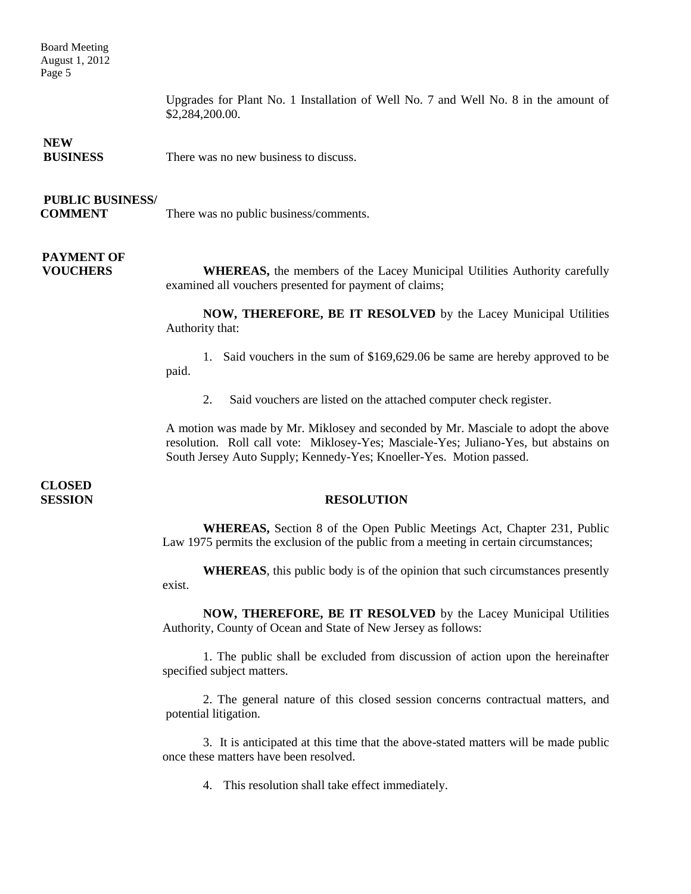Upgrades for Plant No. 1 Installation of Well No. 7 and Well No. 8 in the amount of $2,284,200.00.

**NEW BUSINESS**

There was no new business to discuss.

**PUBLIC BUSINESS/ COMMENT**

There was no public business/comments.

**PAYMENT OF VOUCHERS**

**WHEREAS,** the members of the Lacey Municipal Utilities Authority carefully examined all vouchers presented for payment of claims;

**NOW, THEREFORE, BE IT RESOLVED** by the Lacey Municipal Utilities Authority that:

1. Said vouchers in the sum of $169,629.06 be same are hereby approved to be paid.

2. Said vouchers are listed on the attached computer check register.

A motion was made by Mr. Miklosey and seconded by Mr. Masciale to adopt the above resolution. Roll call vote: Miklosey-Yes; Masciale-Yes; Juliano-Yes, but abstains on South Jersey Auto Supply; Kennedy-Yes; Knoeller-Yes. Motion passed.

**CLOSED SESSION**

**RESOLUTION**

**WHEREAS,** Section 8 of the Open Public Meetings Act, Chapter 231, Public Law 1975 permits the exclusion of the public from a meeting in certain circumstances;

**WHEREAS**, this public body is of the opinion that such circumstances presently exist.

**NOW, THEREFORE, BE IT RESOLVED** by the Lacey Municipal Utilities Authority, County of Ocean and State of New Jersey as follows:

1. The public shall be excluded from discussion of action upon the hereinafter specified subject matters.

2. The general nature of this closed session concerns contractual matters, and potential litigation.

3. It is anticipated at this time that the above-stated matters will be made public once these matters have been resolved.

4. This resolution shall take effect immediately.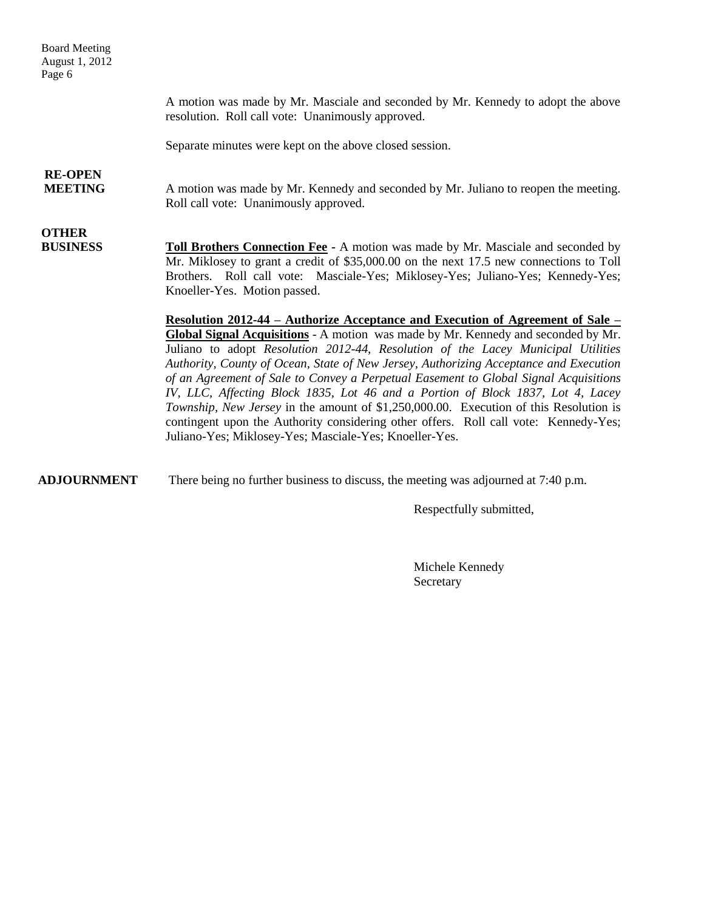A motion was made by Mr. Masciale and seconded by Mr. Kennedy to adopt the above resolution. Roll call vote: Unanimously approved.

Separate minutes were kept on the above closed session.

**RE-OPEN MEETING**

A motion was made by Mr. Kennedy and seconded by Mr. Juliano to reopen the meeting. Roll call vote: Unanimously approved.

**OTHER BUSINESS**

**Toll Brothers Connection Fee** - A motion was made by Mr. Masciale and seconded by Mr. Miklosey to grant a credit of $35,000.00 on the next 17.5 new connections to Toll Brothers. Roll call vote: Masciale-Yes; Miklosey-Yes; Juliano-Yes; Kennedy-Yes; Knoeller-Yes. Motion passed.

**Resolution 2012-44 – Authorize Acceptance and Execution of Agreement of Sale – Global Signal Acquisitions** - A motion was made by Mr. Kennedy and seconded by Mr. Juliano to adopt *Resolution 2012-44, Resolution of the Lacey Municipal Utilities Authority, County of Ocean, State of New Jersey, Authorizing Acceptance and Execution of an Agreement of Sale to Convey a Perpetual Easement to Global Signal Acquisitions IV, LLC, Affecting Block 1835, Lot 46 and a Portion of Block 1837, Lot 4, Lacey Township, New Jersey* in the amount of $1,250,000.00. Execution of this Resolution is contingent upon the Authority considering other offers. Roll call vote: Kennedy-Yes; Juliano-Yes; Miklosey-Yes; Masciale-Yes; Knoeller-Yes.

**ADJOURNMENT**

There being no further business to discuss, the meeting was adjourned at 7:40 p.m.

Respectfully submitted,

Michele Kennedy
Secretary